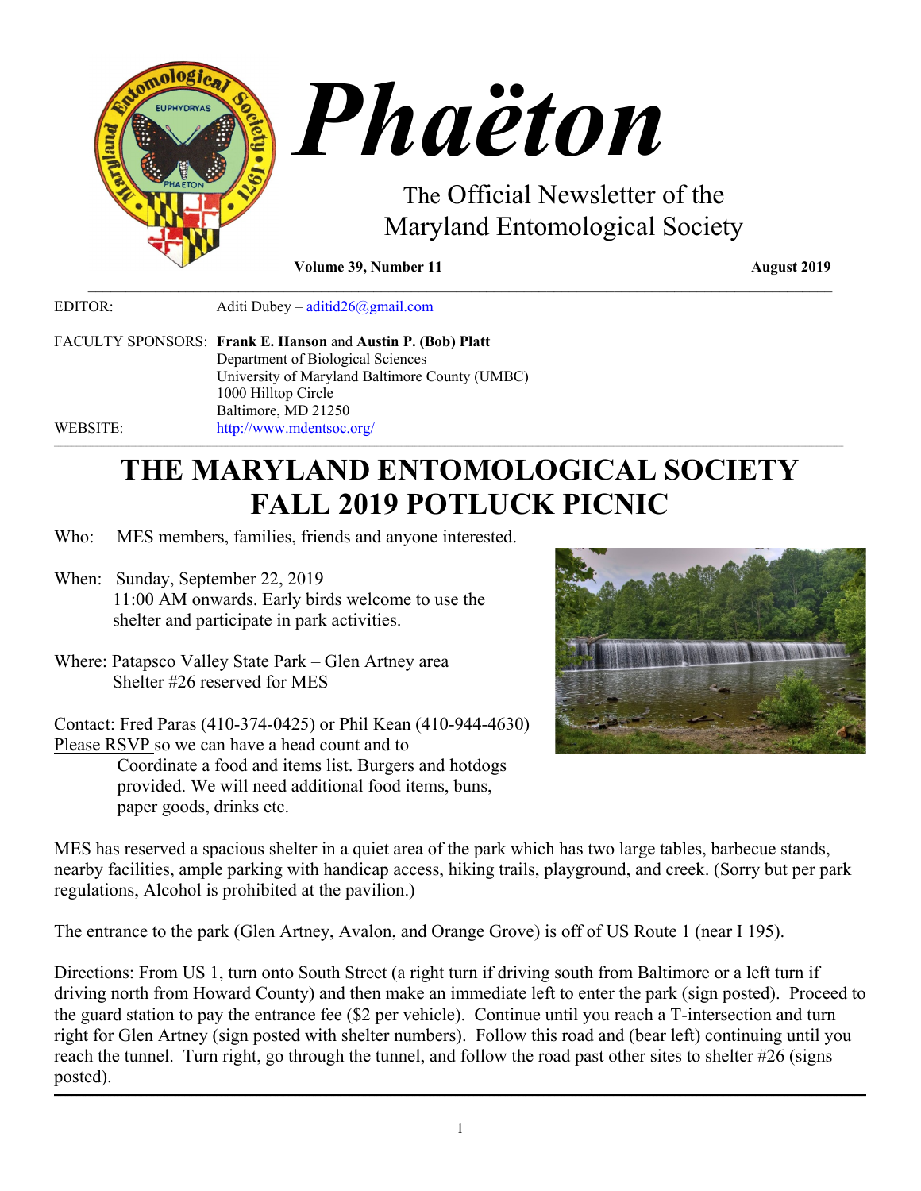# Phaëton

The Official Newsletter of the
Maryland Entomological Society

**Volume 39, Number 11** **August 2019**

EDITOR: Aditi Dubey – aditid26@gmail.com

FACULTY SPONSORS: **Frank E. Hanson** and **Austin P. (Bob) Platt**
Department of Biological Sciences
University of Maryland Baltimore County (UMBC)
1000 Hilltop Circle
Baltimore, MD 21250

WEBSITE: http://www.mdentsoc.org/

# THE MARYLAND ENTOMOLOGICAL SOCIETY FALL 2019 POTLUCK PICNIC

Who: MES members, families, friends and anyone interested.

When: Sunday, September 22, 2019
11:00 AM onwards. Early birds welcome to use the shelter and participate in park activities.

Where: Patapsco Valley State Park – Glen Artney area
Shelter #26 reserved for MES

Contact: Fred Paras (410-374-0425) or Phil Kean (410-944-4630)
Please RSVP so we can have a head count and to Coordinate a food and items list. Burgers and hotdogs provided. We will need additional food items, buns, paper goods, drinks etc.

MES has reserved a spacious shelter in a quiet area of the park which has two large tables, barbecue stands, nearby facilities, ample parking with handicap access, hiking trails, playground, and creek. (Sorry but per park regulations, Alcohol is prohibited at the pavilion.)

The entrance to the park (Glen Artney, Avalon, and Orange Grove) is off of US Route 1 (near I 195).

Directions: From US 1, turn onto South Street (a right turn if driving south from Baltimore or a left turn if driving north from Howard County) and then make an immediate left to enter the park (sign posted). Proceed to the guard station to pay the entrance fee ($2 per vehicle). Continue until you reach a T-intersection and turn right for Glen Artney (sign posted with shelter numbers). Follow this road and (bear left) continuing until you reach the tunnel. Turn right, go through the tunnel, and follow the road past other sites to shelter #26 (signs posted).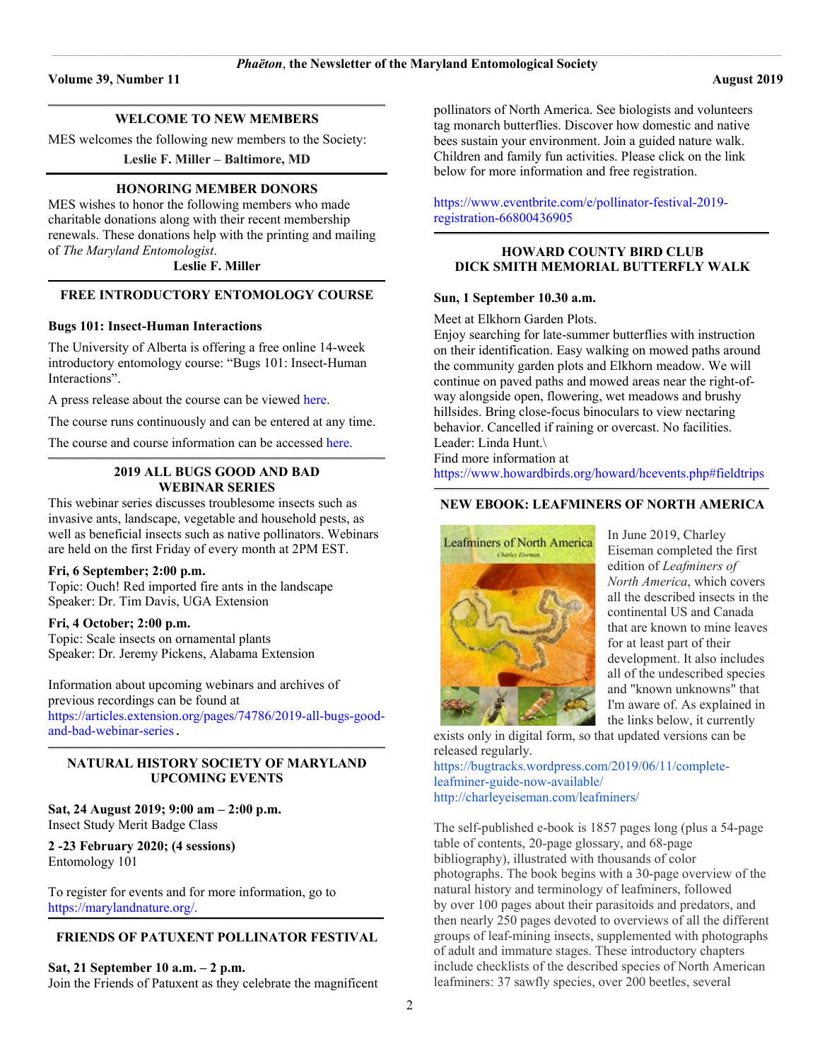## WELCOME TO NEW MEMBERS

MES welcomes the following new members to the Society:

**Leslie F. Miller – Baltimore, MD**

## HONORING MEMBER DONORS

MES wishes to honor the following members who made charitable donations along with their recent membership renewals. These donations help with the printing and mailing of *The Maryland Entomologist*.

**Leslie F. Miller**

## FREE INTRODUCTORY ENTOMOLOGY COURSE

**Bugs 101: Insect-Human Interactions**

The University of Alberta is offering a free online 14-week introductory entomology course: "Bugs 101: Insect-Human Interactions".

A press release about the course can be viewed here.

The course runs continuously and can be entered at any time.

The course and course information can be accessed here.

## 2019 ALL BUGS GOOD AND BAD WEBINAR SERIES

This webinar series discusses troublesome insects such as invasive ants, landscape, vegetable and household pests, as well as beneficial insects such as native pollinators. Webinars are held on the first Friday of every month at 2PM EST.

**Fri, 6 September; 2:00 p.m.**
Topic: Ouch! Red imported fire ants in the landscape
Speaker: Dr. Tim Davis, UGA Extension

**Fri, 4 October; 2:00 p.m.**
Topic: Scale insects on ornamental plants
Speaker: Dr. Jeremy Pickens, Alabama Extension

Information about upcoming webinars and archives of previous recordings can be found at https://articles.extension.org/pages/74786/2019-all-bugs-good-and-bad-webinar-series.

## NATURAL HISTORY SOCIETY OF MARYLAND UPCOMING EVENTS

**Sat, 24 August 2019; 9:00 am – 2:00 p.m.**
Insect Study Merit Badge Class

**2 -23 February 2020; (4 sessions)**
Entomology 101

To register for events and for more information, go to https://marylandnature.org/.

## FRIENDS OF PATUXENT POLLINATOR FESTIVAL

**Sat, 21 September 10 a.m. – 2 p.m.**
Join the Friends of Patuxent as they celebrate the magnificent pollinators of North America. See biologists and volunteers tag monarch butterflies. Discover how domestic and native bees sustain your environment. Join a guided nature walk. Children and family fun activities. Please click on the link below for more information and free registration.

https://www.eventbrite.com/e/pollinator-festival-2019-registration-66800436905

## HOWARD COUNTY BIRD CLUB DICK SMITH MEMORIAL BUTTERFLY WALK

**Sun, 1 September 10.30 a.m.**

Meet at Elkhorn Garden Plots.
Enjoy searching for late-summer butterflies with instruction on their identification. Easy walking on mowed paths around the community garden plots and Elkhorn meadow. We will continue on paved paths and mowed areas near the right-of-way alongside open, flowering, wet meadows and brushy hillsides. Bring close-focus binoculars to view nectaring behavior. Cancelled if raining or overcast. No facilities.
Leader: Linda Hunt.\
Find more information at
https://www.howardbirds.org/howard/hcevents.php#fieldtrips

## NEW EBOOK: LEAFMINERS OF NORTH AMERICA

In June 2019, Charley Eiseman completed the first edition of *Leafminers of North America*, which covers all the described insects in the continental US and Canada that are known to mine leaves for at least part of their development. It also includes all of the undescribed species and "known unknowns" that I'm aware of. As explained in the links below, it currently exists only in digital form, so that updated versions can be released regularly.
https://bugtracks.wordpress.com/2019/06/11/complete-leafminer-guide-now-available/
http://charleyeiseman.com/leafminers/

The self-published e-book is 1857 pages long (plus a 54-page table of contents, 20-page glossary, and 68-page bibliography), illustrated with thousands of color photographs. The book begins with a 30-page overview of the natural history and terminology of leafminers, followed by over 100 pages about their parasitoids and predators, and then nearly 250 pages devoted to overviews of all the different groups of leaf-mining insects, supplemented with photographs of adult and immature stages. These introductory chapters include checklists of the described species of North American leafminers: 37 sawfly species, over 200 beetles, several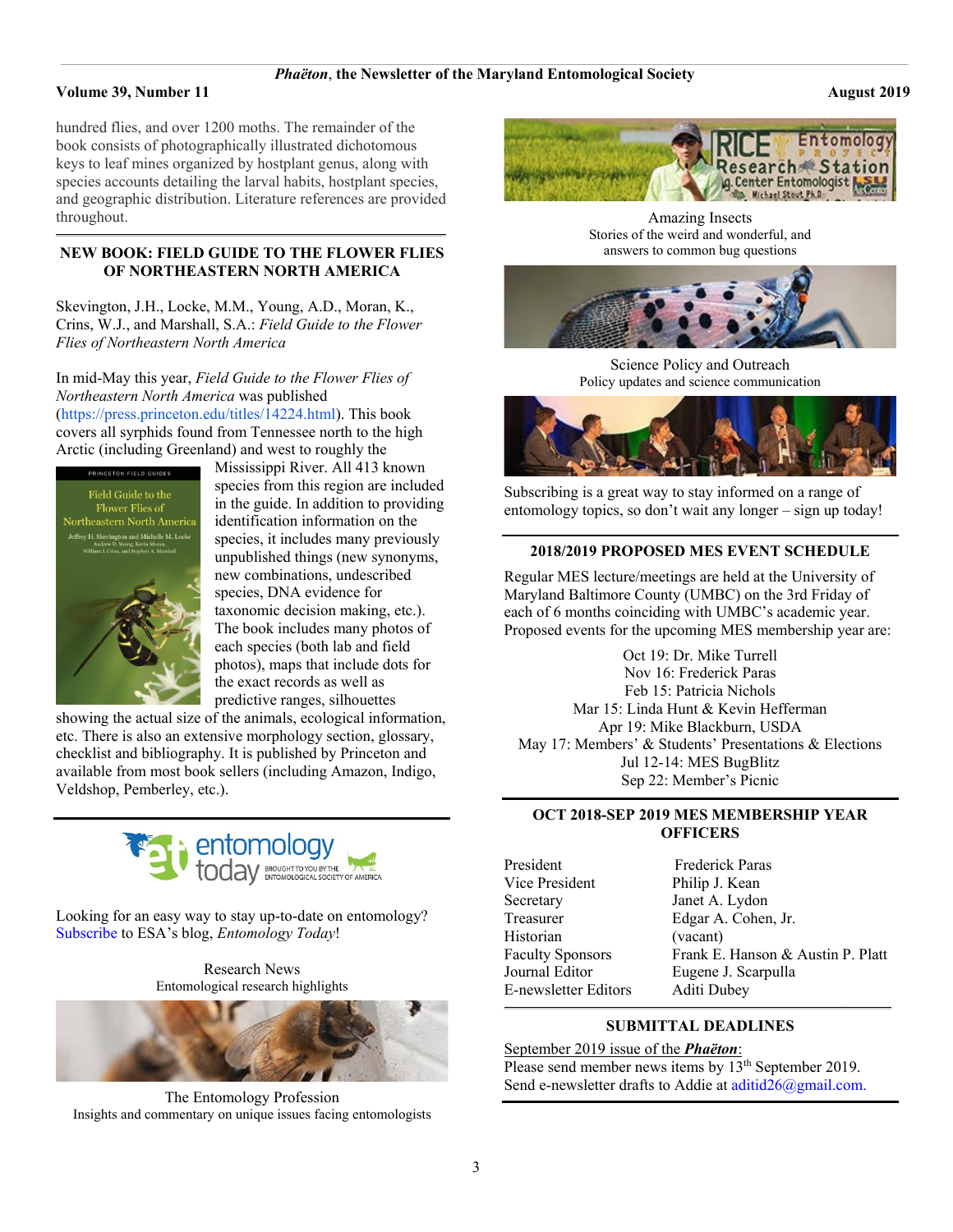hundred flies, and over 1200 moths. The remainder of the book consists of photographically illustrated dichotomous keys to leaf mines organized by hostplant genus, along with species accounts detailing the larval habits, hostplant species, and geographic distribution. Literature references are provided throughout.

## NEW BOOK: FIELD GUIDE TO THE FLOWER FLIES OF NORTHEASTERN NORTH AMERICA

Skevington, J.H., Locke, M.M., Young, A.D., Moran, K., Crins, W.J., and Marshall, S.A.: *Field Guide to the Flower Flies of Northeastern North America*

In mid-May this year, *Field Guide to the Flower Flies of Northeastern North America* was published (https://press.princeton.edu/titles/14224.html). This book covers all syrphids found from Tennessee north to the high Arctic (including Greenland) and west to roughly the Mississippi River. All 413 known species from this region are included in the guide. In addition to providing identification information on the species, it includes many previously unpublished things (new synonyms, new combinations, undescribed species, DNA evidence for taxonomic decision making, etc.). The book includes many photos of each species (both lab and field photos), maps that include dots for the exact records as well as predictive ranges, silhouettes showing the actual size of the animals, ecological information, etc. There is also an extensive morphology section, glossary, checklist and bibliography. It is published by Princeton and available from most book sellers (including Amazon, Indigo, Veldshop, Pemberley, etc.).

Looking for an easy way to stay up-to-date on entomology? Subscribe to ESA's blog, *Entomology Today*!

Research News
Entomological research highlights

The Entomology Profession
Insights and commentary on unique issues facing entomologists

Amazing Insects
Stories of the weird and wonderful, and answers to common bug questions

Science Policy and Outreach
Policy updates and science communication

Subscribing is a great way to stay informed on a range of entomology topics, so don't wait any longer – sign up today!

## 2018/2019 PROPOSED MES EVENT SCHEDULE

Regular MES lecture/meetings are held at the University of Maryland Baltimore County (UMBC) on the 3rd Friday of each of 6 months coinciding with UMBC's academic year. Proposed events for the upcoming MES membership year are:

Oct 19: Dr. Mike Turrell
Nov 16: Frederick Paras
Feb 15: Patricia Nichols
Mar 15: Linda Hunt & Kevin Hefferman
Apr 19: Mike Blackburn, USDA
May 17: Members' & Students' Presentations & Elections
Jul 12-14: MES BugBlitz
Sep 22: Member's Picnic

## OCT 2018-SEP 2019 MES MEMBERSHIP YEAR OFFICERS

| | |
|---|---|
| President | Frederick Paras |
| Vice President | Philip J. Kean |
| Secretary | Janet A. Lydon |
| Treasurer | Edgar A. Cohen, Jr. |
| Historian | (vacant) |
| Faculty Sponsors | Frank E. Hanson & Austin P. Platt |
| Journal Editor | Eugene J. Scarpulla |
| E-newsletter Editors | Aditi Dubey |

## SUBMITTAL DEADLINES

September 2019 issue of the ***Phaëton***:
Please send member news items by 13th September 2019.
Send e-newsletter drafts to Addie at aditid26@gmail.com.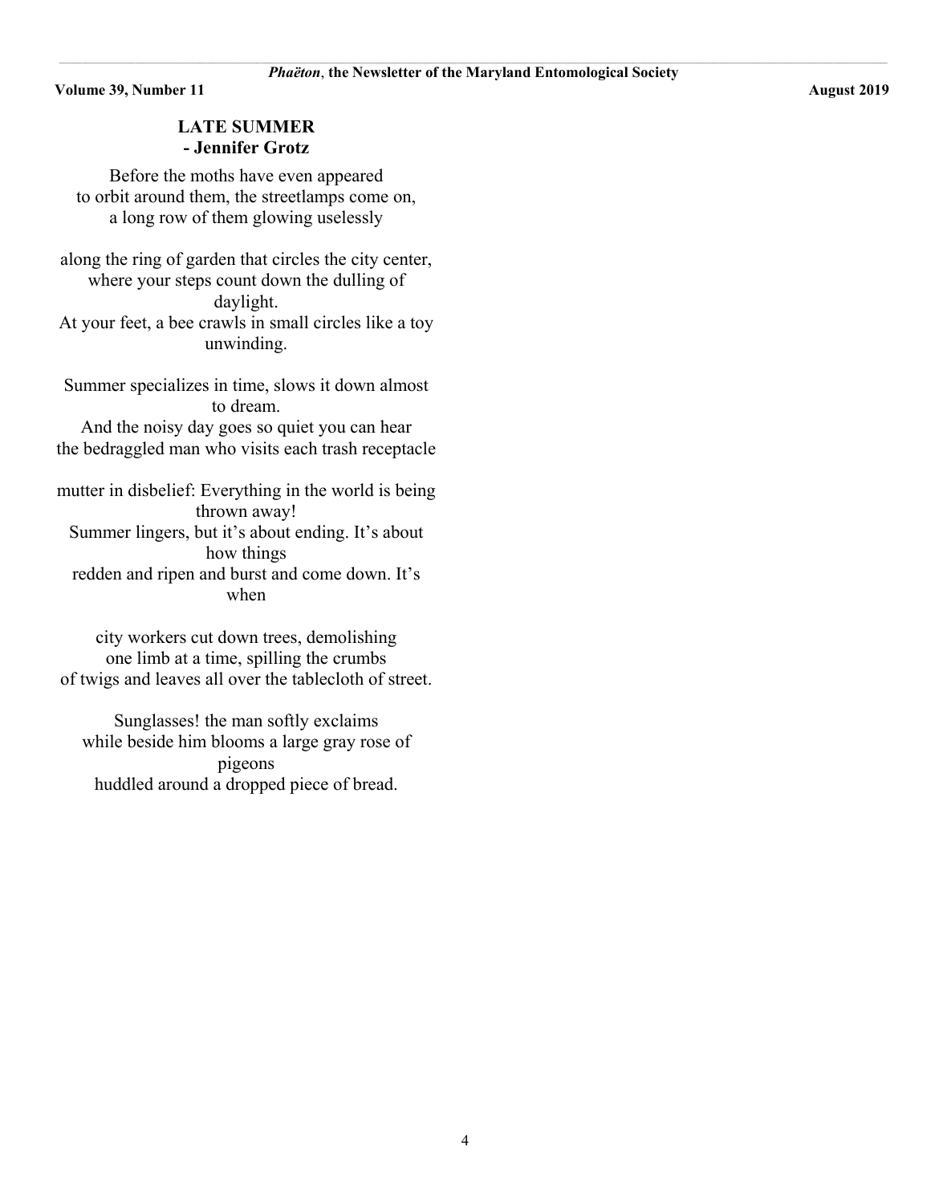## LATE SUMMER
### - Jennifer Grotz

Before the moths have even appeared
to orbit around them, the streetlamps come on,
a long row of them glowing uselessly

along the ring of garden that circles the city center,
where your steps count down the dulling of daylight.
At your feet, a bee crawls in small circles like a toy unwinding.

Summer specializes in time, slows it down almost to dream.
And the noisy day goes so quiet you can hear
the bedraggled man who visits each trash receptacle

mutter in disbelief: Everything in the world is being thrown away!
Summer lingers, but it's about ending. It's about how things
redden and ripen and burst and come down. It's when

city workers cut down trees, demolishing
one limb at a time, spilling the crumbs
of twigs and leaves all over the tablecloth of street.

Sunglasses! the man softly exclaims
while beside him blooms a large gray rose of pigeons
huddled around a dropped piece of bread.